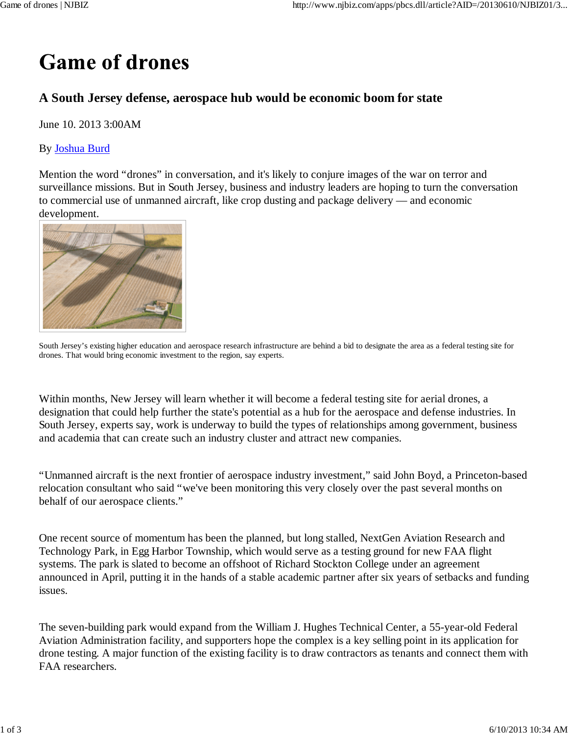# Game of drones

## A South Jersey defense, aerospace hub would be economic boom for state

June 10. 2013 3:00AM

By Joshua Burd

Mention the word "drones" in conversation, and it's likely to conjure images of the war on terror and surveillance missions. But in South Jersey, business and industry leaders are hoping to turn the conversation to commercial use of unmanned aircraft, like crop dusting and package delivery — and economic development.

South Jersey's existing higher education and aerospace research infrastructure are behind a bid to designate the area as a federal testing site for drones. That would bring economic investment to the region, say experts.

Within months, New Jersey will learn whether it will become a federal testing site for aerial drones, a designation that could help further the state's potential as a hub for the aerospace and defense industries. In South Jersey, experts say, work is underway to build the types of relationships among government, business and academia that can create such an industry cluster and attract new companies.

"Unmanned aircraft is the next frontier of aerospace industry investment," said John Boyd, a Princeton-based relocation consultant who said "we've been monitoring this very closely over the past several months on behalf of our aerospace clients."

One recent source of momentum has been the planned, but long stalled, NextGen Aviation Research and Technology Park, in Egg Harbor Township, which would serve as a testing ground for new FAA flight systems. The park is slated to become an offshoot of Richard Stockton College under an agreement announced in April, putting it in the hands of a stable academic partner after six years of setbacks and funding issues.

The seven-building park would expand from the William J. Hughes Technical Center, a 55-year-old Federal Aviation Administration facility, and supporters hope the complex is a key selling point in its application for drone testing. A major function of the existing facility is to draw contractors as tenants and connect them with FAA researchers.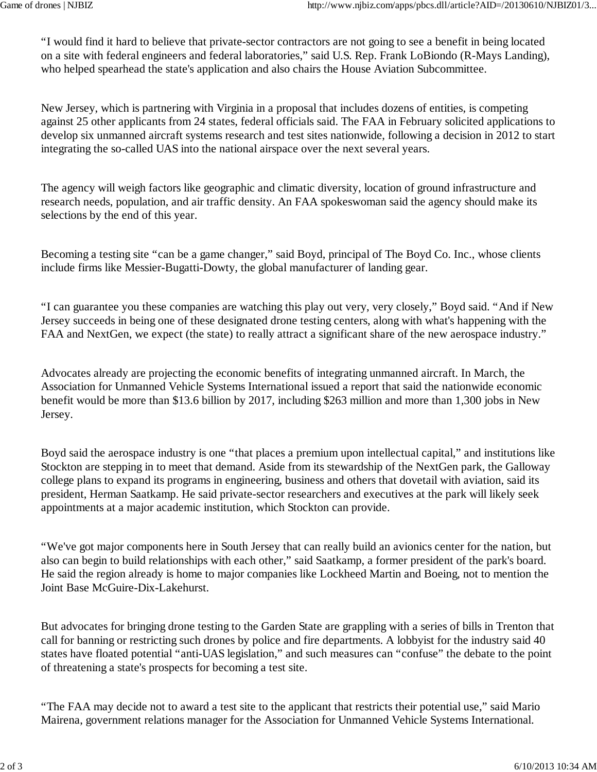“I would find it hard to believe that private-sector contractors are not going to see a benefit in being located on a site with federal engineers and federal laboratories,” said U.S. Rep. Frank LoBiondo (R-Mays Landing), who helped spearhead the state's application and also chairs the House Aviation Subcommittee.

New Jersey, which is partnering with Virginia in a proposal that includes dozens of entities, is competing against 25 other applicants from 24 states, federal officials said. The FAA in February solicited applications to develop six unmanned aircraft systems research and test sites nationwide, following a decision in 2012 to start integrating the so-called UAS into the national airspace over the next several years.

The agency will weigh factors like geographic and climatic diversity, location of ground infrastructure and research needs, population, and air traffic density. An FAA spokeswoman said the agency should make its selections by the end of this year.

Becoming a testing site “can be a game changer,” said Boyd, principal of The Boyd Co. Inc., whose clients include firms like Messier-Bugatti-Dowty, the global manufacturer of landing gear.

“I can guarantee you these companies are watching this play out very, very closely,” Boyd said. “And if New Jersey succeeds in being one of these designated drone testing centers, along with what's happening with the FAA and NextGen, we expect (the state) to really attract a significant share of the new aerospace industry.”

Advocates already are projecting the economic benefits of integrating unmanned aircraft. In March, the Association for Unmanned Vehicle Systems International issued a report that said the nationwide economic benefit would be more than $13.6 billion by 2017, including $263 million and more than 1,300 jobs in New Jersey.

Boyd said the aerospace industry is one “that places a premium upon intellectual capital,” and institutions like Stockton are stepping in to meet that demand. Aside from its stewardship of the NextGen park, the Galloway college plans to expand its programs in engineering, business and others that dovetail with aviation, said its president, Herman Saatkamp. He said private-sector researchers and executives at the park will likely seek appointments at a major academic institution, which Stockton can provide.

“We've got major components here in South Jersey that can really build an avionics center for the nation, but also can begin to build relationships with each other,” said Saatkamp, a former president of the park's board. He said the region already is home to major companies like Lockheed Martin and Boeing, not to mention the Joint Base McGuire-Dix-Lakehurst.

But advocates for bringing drone testing to the Garden State are grappling with a series of bills in Trenton that call for banning or restricting such drones by police and fire departments. A lobbyist for the industry said 40 states have floated potential “anti-UAS legislation,” and such measures can “confuse” the debate to the point of threatening a state's prospects for becoming a test site.

“The FAA may decide not to award a test site to the applicant that restricts their potential use,” said Mario Mairena, government relations manager for the Association for Unmanned Vehicle Systems International.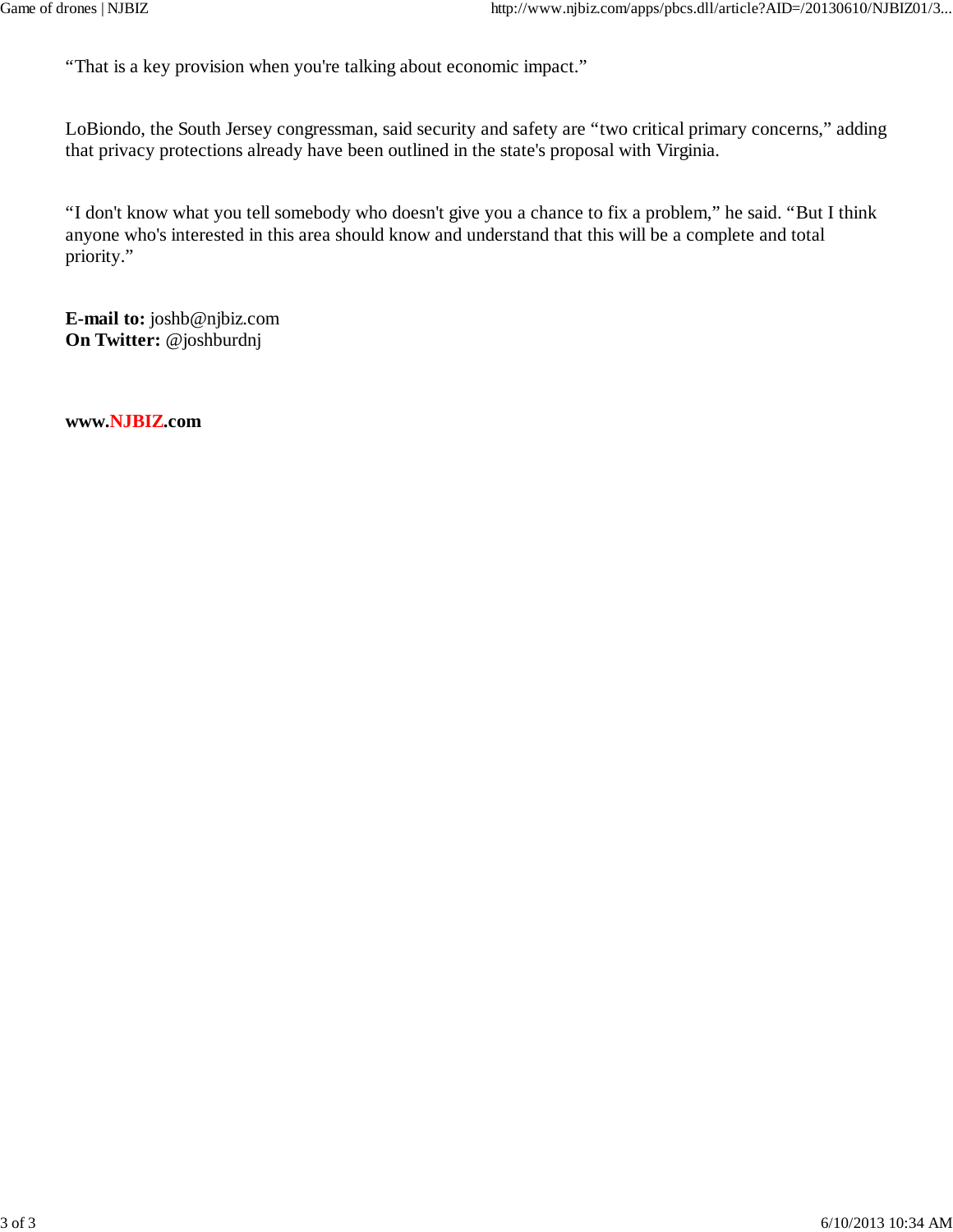"That is a key provision when you're talking about economic impact."

LoBiondo, the South Jersey congressman, said security and safety are "two critical primary concerns," adding that privacy protections already have been outlined in the state's proposal with Virginia.

"I don't know what you tell somebody who doesn't give you a chance to fix a problem," he said. "But I think anyone who's interested in this area should know and understand that this will be a complete and total priority."

**E-mail to:** joshb@njbiz.com  
**On Twitter:** @joshburdnj

**www.NJBIZ.com**